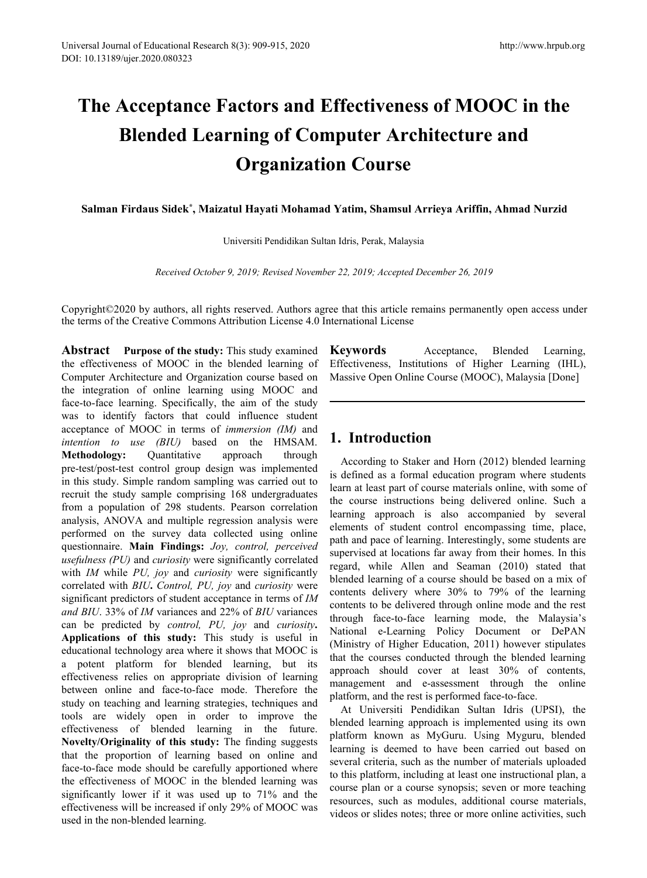# The Acceptance Factors and Effectiveness of MOOC in the Blended Learning of Computer Architecture and Organization Course

**Salman Firdaus Sidek\*, Maizatul Hayati Mohamad Yatim, Shamsul Arrieya Ariffin, Ahmad Nurzid**

Universiti Pendidikan Sultan Idris, Perak, Malaysia

*Received October 9, 2019; Revised November 22, 2019; Accepted December 26, 2019*

Copyright©2020 by authors, all rights reserved. Authors agree that this article remains permanently open access under the terms of the Creative Commons Attribution License 4.0 International License

**Abstract** **Purpose of the study:** This study examined the effectiveness of MOOC in the blended learning of Computer Architecture and Organization course based on the integration of online learning using MOOC and face-to-face learning. Specifically, the aim of the study was to identify factors that could influence student acceptance of MOOC in terms of *immersion (IM)* and *intention to use (BIU)* based on the HMSAM. **Methodology:** Quantitative approach through pre-test/post-test control group design was implemented in this study. Simple random sampling was carried out to recruit the study sample comprising 168 undergraduates from a population of 298 students. Pearson correlation analysis, ANOVA and multiple regression analysis were performed on the survey data collected using online questionnaire. **Main Findings:** *Joy, control, perceived usefulness (PU)* and *curiosity* were significantly correlated with *IM* while *PU, joy* and *curiosity* were significantly correlated with *BIU***.** *Control, PU, joy* and *curiosity* were significant predictors of student acceptance in terms of *IM and BIU*. 33% of *IM* variances and 22% of *BIU* variances can be predicted by *control, PU, joy* and *curiosity***.** **Applications of this study:** This study is useful in educational technology area where it shows that MOOC is a potent platform for blended learning, but its effectiveness relies on appropriate division of learning between online and face-to-face mode. Therefore the study on teaching and learning strategies, techniques and tools are widely open in order to improve the effectiveness of blended learning in the future. **Novelty/Originality of this study:** The finding suggests that the proportion of learning based on online and face-to-face mode should be carefully apportioned where the effectiveness of MOOC in the blended learning was significantly lower if it was used up to 71% and the effectiveness will be increased if only 29% of MOOC was used in the non-blended learning.

**Keywords** Acceptance, Blended Learning, Effectiveness, Institutions of Higher Learning (IHL), Massive Open Online Course (MOOC), Malaysia [Done]

## 1. Introduction

According to Staker and Horn (2012) blended learning is defined as a formal education program where students learn at least part of course materials online, with some of the course instructions being delivered online. Such a learning approach is also accompanied by several elements of student control encompassing time, place, path and pace of learning. Interestingly, some students are supervised at locations far away from their homes. In this regard, while Allen and Seaman (2010) stated that blended learning of a course should be based on a mix of contents delivery where 30% to 79% of the learning contents to be delivered through online mode and the rest through face-to-face learning mode, the Malaysia's National e-Learning Policy Document or DePAN (Ministry of Higher Education, 2011) however stipulates that the courses conducted through the blended learning approach should cover at least 30% of contents, management and e-assessment through the online platform, and the rest is performed face-to-face.

At Universiti Pendidikan Sultan Idris (UPSI), the blended learning approach is implemented using its own platform known as MyGuru. Using Myguru, blended learning is deemed to have been carried out based on several criteria, such as the number of materials uploaded to this platform, including at least one instructional plan, a course plan or a course synopsis; seven or more teaching resources, such as modules, additional course materials, videos or slides notes; three or more online activities, such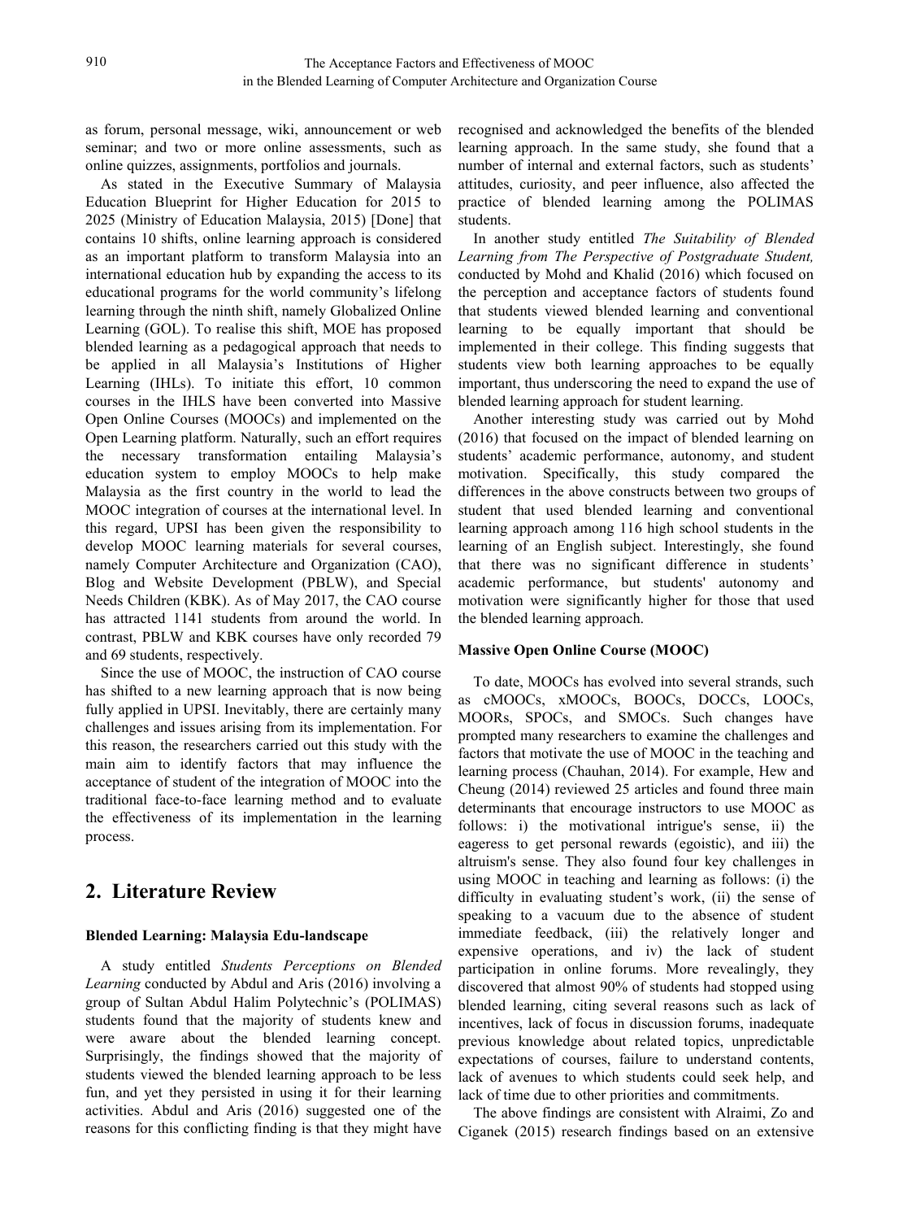as forum, personal message, wiki, announcement or web seminar; and two or more online assessments, such as online quizzes, assignments, portfolios and journals.

As stated in the Executive Summary of Malaysia Education Blueprint for Higher Education for 2015 to 2025 (Ministry of Education Malaysia, 2015) [Done] that contains 10 shifts, online learning approach is considered as an important platform to transform Malaysia into an international education hub by expanding the access to its educational programs for the world community's lifelong learning through the ninth shift, namely Globalized Online Learning (GOL). To realise this shift, MOE has proposed blended learning as a pedagogical approach that needs to be applied in all Malaysia's Institutions of Higher Learning (IHLs). To initiate this effort, 10 common courses in the IHLS have been converted into Massive Open Online Courses (MOOCs) and implemented on the Open Learning platform. Naturally, such an effort requires the necessary transformation entailing Malaysia's education system to employ MOOCs to help make Malaysia as the first country in the world to lead the MOOC integration of courses at the international level. In this regard, UPSI has been given the responsibility to develop MOOC learning materials for several courses, namely Computer Architecture and Organization (CAO), Blog and Website Development (PBLW), and Special Needs Children (KBK). As of May 2017, the CAO course has attracted 1141 students from around the world. In contrast, PBLW and KBK courses have only recorded 79 and 69 students, respectively.

Since the use of MOOC, the instruction of CAO course has shifted to a new learning approach that is now being fully applied in UPSI. Inevitably, there are certainly many challenges and issues arising from its implementation. For this reason, the researchers carried out this study with the main aim to identify factors that may influence the acceptance of student of the integration of MOOC into the traditional face-to-face learning method and to evaluate the effectiveness of its implementation in the learning process.

## 2. Literature Review

### Blended Learning: Malaysia Edu-landscape

A study entitled *Students Perceptions on Blended Learning* conducted by Abdul and Aris (2016) involving a group of Sultan Abdul Halim Polytechnic's (POLIMAS) students found that the majority of students knew and were aware about the blended learning concept. Surprisingly, the findings showed that the majority of students viewed the blended learning approach to be less fun, and yet they persisted in using it for their learning activities. Abdul and Aris (2016) suggested one of the reasons for this conflicting finding is that they might have recognised and acknowledged the benefits of the blended learning approach. In the same study, she found that a number of internal and external factors, such as students' attitudes, curiosity, and peer influence, also affected the practice of blended learning among the POLIMAS students.

In another study entitled *The Suitability of Blended Learning from The Perspective of Postgraduate Student,* conducted by Mohd and Khalid (2016) which focused on the perception and acceptance factors of students found that students viewed blended learning and conventional learning to be equally important that should be implemented in their college. This finding suggests that students view both learning approaches to be equally important, thus underscoring the need to expand the use of blended learning approach for student learning.

Another interesting study was carried out by Mohd (2016) that focused on the impact of blended learning on students' academic performance, autonomy, and student motivation. Specifically, this study compared the differences in the above constructs between two groups of student that used blended learning and conventional learning approach among 116 high school students in the learning of an English subject. Interestingly, she found that there was no significant difference in students' academic performance, but students' autonomy and motivation were significantly higher for those that used the blended learning approach.

### Massive Open Online Course (MOOC)

To date, MOOCs has evolved into several strands, such as cMOOCs, xMOOCs, BOOCs, DOCCs, LOOCs, MOORs, SPOCs, and SMOCs. Such changes have prompted many researchers to examine the challenges and factors that motivate the use of MOOC in the teaching and learning process (Chauhan, 2014). For example, Hew and Cheung (2014) reviewed 25 articles and found three main determinants that encourage instructors to use MOOC as follows: i) the motivational intrigue's sense, ii) the eageress to get personal rewards (egoistic), and iii) the altruism's sense. They also found four key challenges in using MOOC in teaching and learning as follows: (i) the difficulty in evaluating student's work, (ii) the sense of speaking to a vacuum due to the absence of student immediate feedback, (iii) the relatively longer and expensive operations, and iv) the lack of student participation in online forums. More revealingly, they discovered that almost 90% of students had stopped using blended learning, citing several reasons such as lack of incentives, lack of focus in discussion forums, inadequate previous knowledge about related topics, unpredictable expectations of courses, failure to understand contents, lack of avenues to which students could seek help, and lack of time due to other priorities and commitments.

The above findings are consistent with Alraimi, Zo and Ciganek (2015) research findings based on an extensive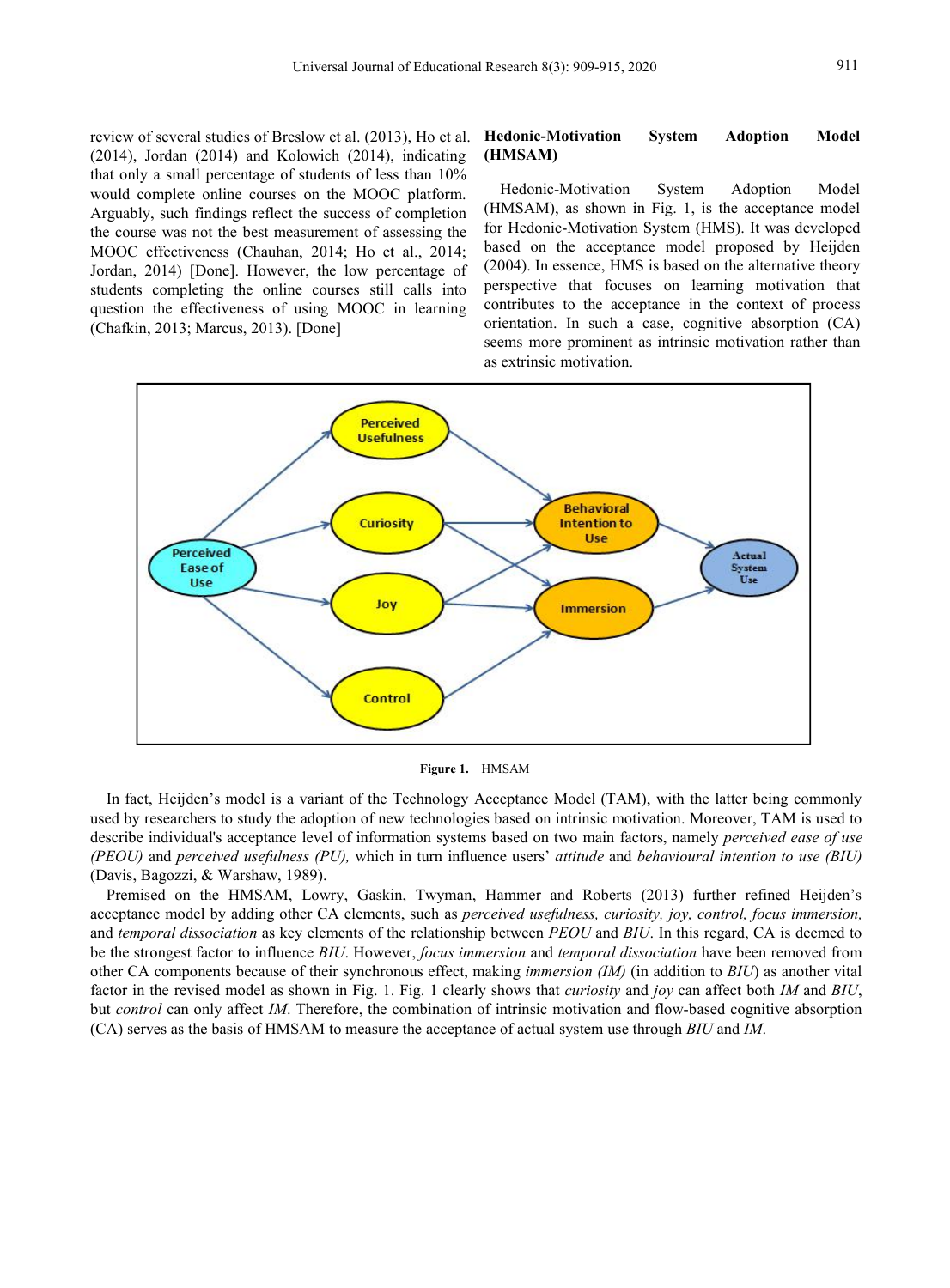review of several studies of Breslow et al. (2013), Ho et al. (2014), Jordan (2014) and Kolowich (2014), indicating that only a small percentage of students of less than 10% would complete online courses on the MOOC platform. Arguably, such findings reflect the success of completion the course was not the best measurement of assessing the MOOC effectiveness (Chauhan, 2014; Ho et al., 2014; Jordan, 2014) [Done]. However, the low percentage of students completing the online courses still calls into question the effectiveness of using MOOC in learning (Chafkin, 2013; Marcus, 2013). [Done]

## Hedonic-Motivation System Adoption Model (HMSAM)

Hedonic-Motivation System Adoption Model (HMSAM), as shown in Fig. 1, is the acceptance model for Hedonic-Motivation System (HMS). It was developed based on the acceptance model proposed by Heijden (2004). In essence, HMS is based on the alternative theory perspective that focuses on learning motivation that contributes to the acceptance in the context of process orientation. In such a case, cognitive absorption (CA) seems more prominent as intrinsic motivation rather than as extrinsic motivation.

**Figure 1.** HMSAM

In fact, Heijden's model is a variant of the Technology Acceptance Model (TAM), with the latter being commonly used by researchers to study the adoption of new technologies based on intrinsic motivation. Moreover, TAM is used to describe individual's acceptance level of information systems based on two main factors, namely *perceived ease of use (PEOU)* and *perceived usefulness (PU),* which in turn influence users' *attitude* and *behavioural intention to use (BIU)* (Davis, Bagozzi, & Warshaw, 1989).

Premised on the HMSAM, Lowry, Gaskin, Twyman, Hammer and Roberts (2013) further refined Heijden's acceptance model by adding other CA elements, such as *perceived usefulness, curiosity, joy, control, focus immersion,* and *temporal dissociation* as key elements of the relationship between *PEOU* and *BIU*. In this regard, CA is deemed to be the strongest factor to influence *BIU*. However, *focus immersion* and *temporal dissociation* have been removed from other CA components because of their synchronous effect, making *immersion (IM)* (in addition to *BIU*) as another vital factor in the revised model as shown in Fig. 1. Fig. 1 clearly shows that *curiosity* and *joy* can affect both *IM* and *BIU*, but *control* can only affect *IM*. Therefore, the combination of intrinsic motivation and flow-based cognitive absorption (CA) serves as the basis of HMSAM to measure the acceptance of actual system use through *BIU* and *IM*.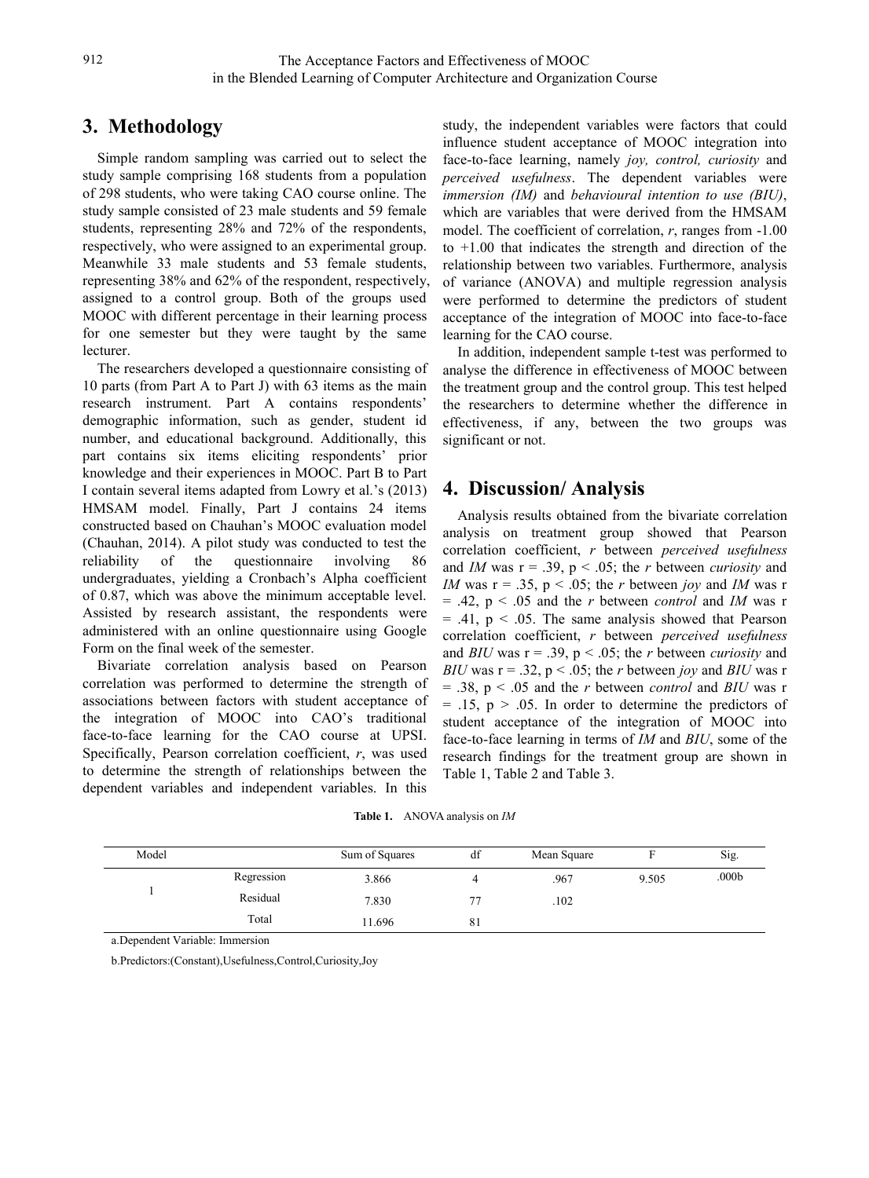## 3. Methodology

Simple random sampling was carried out to select the study sample comprising 168 students from a population of 298 students, who were taking CAO course online. The study sample consisted of 23 male students and 59 female students, representing 28% and 72% of the respondents, respectively, who were assigned to an experimental group. Meanwhile 33 male students and 53 female students, representing 38% and 62% of the respondent, respectively, assigned to a control group. Both of the groups used MOOC with different percentage in their learning process for one semester but they were taught by the same lecturer.

The researchers developed a questionnaire consisting of 10 parts (from Part A to Part J) with 63 items as the main research instrument. Part A contains respondents' demographic information, such as gender, student id number, and educational background. Additionally, this part contains six items eliciting respondents' prior knowledge and their experiences in MOOC. Part B to Part I contain several items adapted from Lowry et al.'s (2013) HMSAM model. Finally, Part J contains 24 items constructed based on Chauhan's MOOC evaluation model (Chauhan, 2014). A pilot study was conducted to test the reliability of the questionnaire involving 86 undergraduates, yielding a Cronbach's Alpha coefficient of 0.87, which was above the minimum acceptable level. Assisted by research assistant, the respondents were administered with an online questionnaire using Google Form on the final week of the semester.

Bivariate correlation analysis based on Pearson correlation was performed to determine the strength of associations between factors with student acceptance of the integration of MOOC into CAO's traditional face-to-face learning for the CAO course at UPSI. Specifically, Pearson correlation coefficient, *r*, was used to determine the strength of relationships between the dependent variables and independent variables. In this study, the independent variables were factors that could influence student acceptance of MOOC integration into face-to-face learning, namely *joy, control, curiosity* and *perceived usefulness*. The dependent variables were *immersion (IM)* and *behavioural intention to use (BIU)*, which are variables that were derived from the HMSAM model. The coefficient of correlation, *r*, ranges from -1.00 to +1.00 that indicates the strength and direction of the relationship between two variables. Furthermore, analysis of variance (ANOVA) and multiple regression analysis were performed to determine the predictors of student acceptance of the integration of MOOC into face-to-face learning for the CAO course.

In addition, independent sample t-test was performed to analyse the difference in effectiveness of MOOC between the treatment group and the control group. This test helped the researchers to determine whether the difference in effectiveness, if any, between the two groups was significant or not.

## 4. Discussion/ Analysis

Analysis results obtained from the bivariate correlation analysis on treatment group showed that Pearson correlation coefficient, *r* between *perceived usefulness* and *IM* was $r = .39$, $p < .05$; the *r* between *curiosity* and *IM* was $r = .35$, $p < .05$; the *r* between *joy* and *IM* was $r = .42$, $p < .05$ and the *r* between *control* and *IM* was $r = .41$, $p < .05$. The same analysis showed that Pearson correlation coefficient, *r* between *perceived usefulness* and *BIU* was $r = .39$, $p < .05$; the *r* between *curiosity* and *BIU* was $r = .32$, $p < .05$; the *r* between *joy* and *BIU* was $r = .38$, $p < .05$ and the *r* between *control* and *BIU* was $r = .15$, $p > .05$. In order to determine the predictors of student acceptance of the integration of MOOC into face-to-face learning in terms of *IM* and *BIU*, some of the research findings for the treatment group are shown in Table 1, Table 2 and Table 3.

**Table 1.** ANOVA analysis on *IM*

| Model | | Sum of Squares | df | Mean Square | F | Sig. |
|---|---|---|---|---|---|---|
| 1 | Regression | 3.866 | 4 | .967 | 9.505 | .000b |
| | Residual | 7.830 | 77 | .102 | | |
| | Total | 11.696 | 81 | | | |

a.Dependent Variable: Immersion

b.Predictors:(Constant),Usefulness,Control,Curiosity,Joy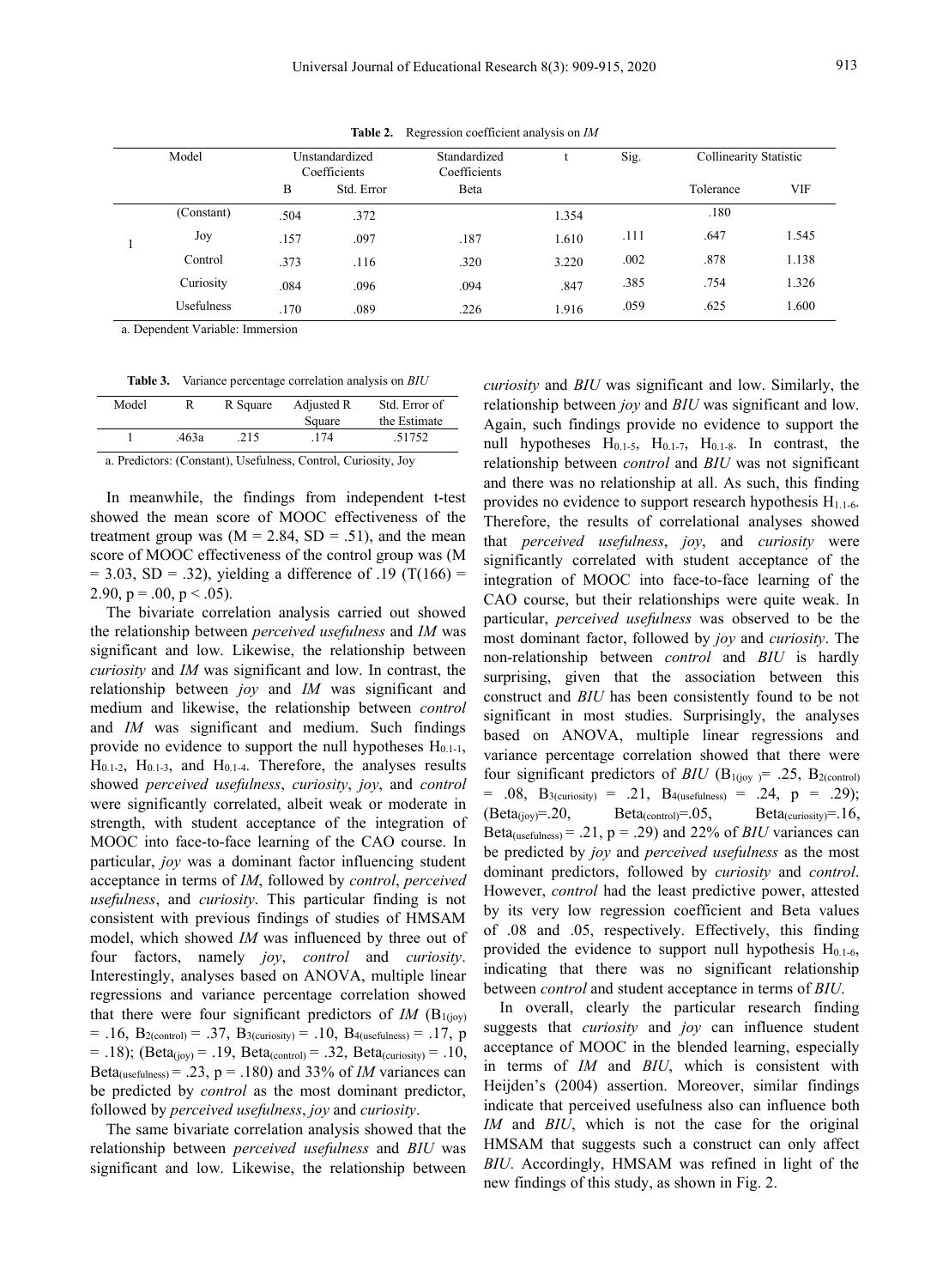**Table 2.** Regression coefficient analysis on *IM*

| Model | | Unstandardized Coefficients | | Standardized Coefficients | t | Sig. | Collinearity Statistic | |
|---|---|---|---|---|---|---|---|---|
| | | B | Std. Error | Beta | | | Tolerance | VIF |
| 1 | (Constant) | .504 | .372 | | 1.354 | | .180 | |
| | Joy | .157 | .097 | .187 | 1.610 | .111 | .647 | 1.545 |
| | Control | .373 | .116 | .320 | 3.220 | .002 | .878 | 1.138 |
| | Curiosity | .084 | .096 | .094 | .847 | .385 | .754 | 1.326 |
| | Usefulness | .170 | .089 | .226 | 1.916 | .059 | .625 | 1.600 |

a. Dependent Variable: Immersion

**Table 3.** Variance percentage correlation analysis on *BIU*

| Model | R | R Square | Adjusted R Square | Std. Error of the Estimate |
|---|---|---|---|---|
| 1 | .463a | .215 | .174 | .51752 |

a. Predictors: (Constant), Usefulness, Control, Curiosity, Joy

In meanwhile, the findings from independent t-test showed the mean score of MOOC effectiveness of the treatment group was (M = 2.84, SD = .51), and the mean score of MOOC effectiveness of the control group was (M = 3.03, SD = .32), yielding a difference of .19 ($T(166) = 2.90$, $p = .00$, $p < .05$).

The bivariate correlation analysis carried out showed the relationship between *perceived usefulness* and *IM* was significant and low. Likewise, the relationship between *curiosity* and *IM* was significant and low. In contrast, the relationship between *joy* and *IM* was significant and medium and likewise, the relationship between *control* and *IM* was significant and medium. Such findings provide no evidence to support the null hypotheses $H_{0.1\text{-}1}$, $H_{0.1\text{-}2}$, $H_{0.1\text{-}3}$, and $H_{0.1\text{-}4}$. Therefore, the analyses results showed *perceived usefulness*, *curiosity*, *joy*, and *control* were significantly correlated, albeit weak or moderate in strength, with student acceptance of the integration of MOOC into face-to-face learning of the CAO course. In particular, *joy* was a dominant factor influencing student acceptance in terms of *IM*, followed by *control*, *perceived usefulness*, and *curiosity*. This particular finding is not consistent with previous findings of studies of HMSAM model, which showed *IM* was influenced by three out of four factors, namely *joy*, *control* and *curiosity*. Interestingly, analyses based on ANOVA, multiple linear regressions and variance percentage correlation showed that there were four significant predictors of *IM* ($B_{1(joy)} = .16$, $B_{2(control)} = .37$, $B_{3(curiosity)} = .10$, $B_{4(usefulness)} = .17$, $p = .18$); ($Beta_{(joy)} = .19$, $Beta_{(control)} = .32$, $Beta_{(curiosity)} = .10$, $Beta_{(usefulness)} = .23$, $p = .180$) and 33% of *IM* variances can be predicted by *control* as the most dominant predictor, followed by *perceived usefulness*, *joy* and *curiosity*.

The same bivariate correlation analysis showed that the relationship between *perceived usefulness* and *BIU* was significant and low. Likewise, the relationship between *curiosity* and *BIU* was significant and low. Similarly, the relationship between *joy* and *BIU* was significant and low. Again, such findings provide no evidence to support the null hypotheses $H_{0.1\text{-}5}$, $H_{0.1\text{-}7}$, $H_{0.1\text{-}8}$. In contrast, the relationship between *control* and *BIU* was not significant and there was no relationship at all. As such, this finding provides no evidence to support research hypothesis $H_{1.1\text{-}6}$. Therefore, the results of correlational analyses showed that *perceived usefulness*, *joy*, and *curiosity* were significantly correlated with student acceptance of the integration of MOOC into face-to-face learning of the CAO course, but their relationships were quite weak. In particular, *perceived usefulness* was observed to be the most dominant factor, followed by *joy* and *curiosity*. The non-relationship between *control* and *BIU* is hardly surprising, given that the association between this construct and *BIU* has been consistently found to be not significant in most studies. Surprisingly, the analyses based on ANOVA, multiple linear regressions and variance percentage correlation showed that there were four significant predictors of *BIU* ($B_{1(joy)} = .25$, $B_{2(control)} = .08$, $B_{3(curiosity)} = .21$, $B_{4(usefulness)} = .24$, $p = .29$); ($Beta_{(joy)} = .20$, $Beta_{(control)} = .05$, $Beta_{(curiosity)} = .16$, $Beta_{(usefulness)} = .21$, $p = .29$) and 22% of *BIU* variances can be predicted by *joy* and *perceived usefulness* as the most dominant predictors, followed by *curiosity* and *control*. However, *control* had the least predictive power, attested by its very low regression coefficient and Beta values of .08 and .05, respectively. Effectively, this finding provided the evidence to support null hypothesis $H_{0.1\text{-}6}$, indicating that there was no significant relationship between *control* and student acceptance in terms of *BIU*.

In overall, clearly the particular research finding suggests that *curiosity* and *joy* can influence student acceptance of MOOC in the blended learning, especially in terms of *IM* and *BIU*, which is consistent with Heijden's (2004) assertion. Moreover, similar findings indicate that perceived usefulness also can influence both *IM* and *BIU*, which is not the case for the original HMSAM that suggests such a construct can only affect *BIU*. Accordingly, HMSAM was refined in light of the new findings of this study, as shown in Fig. 2.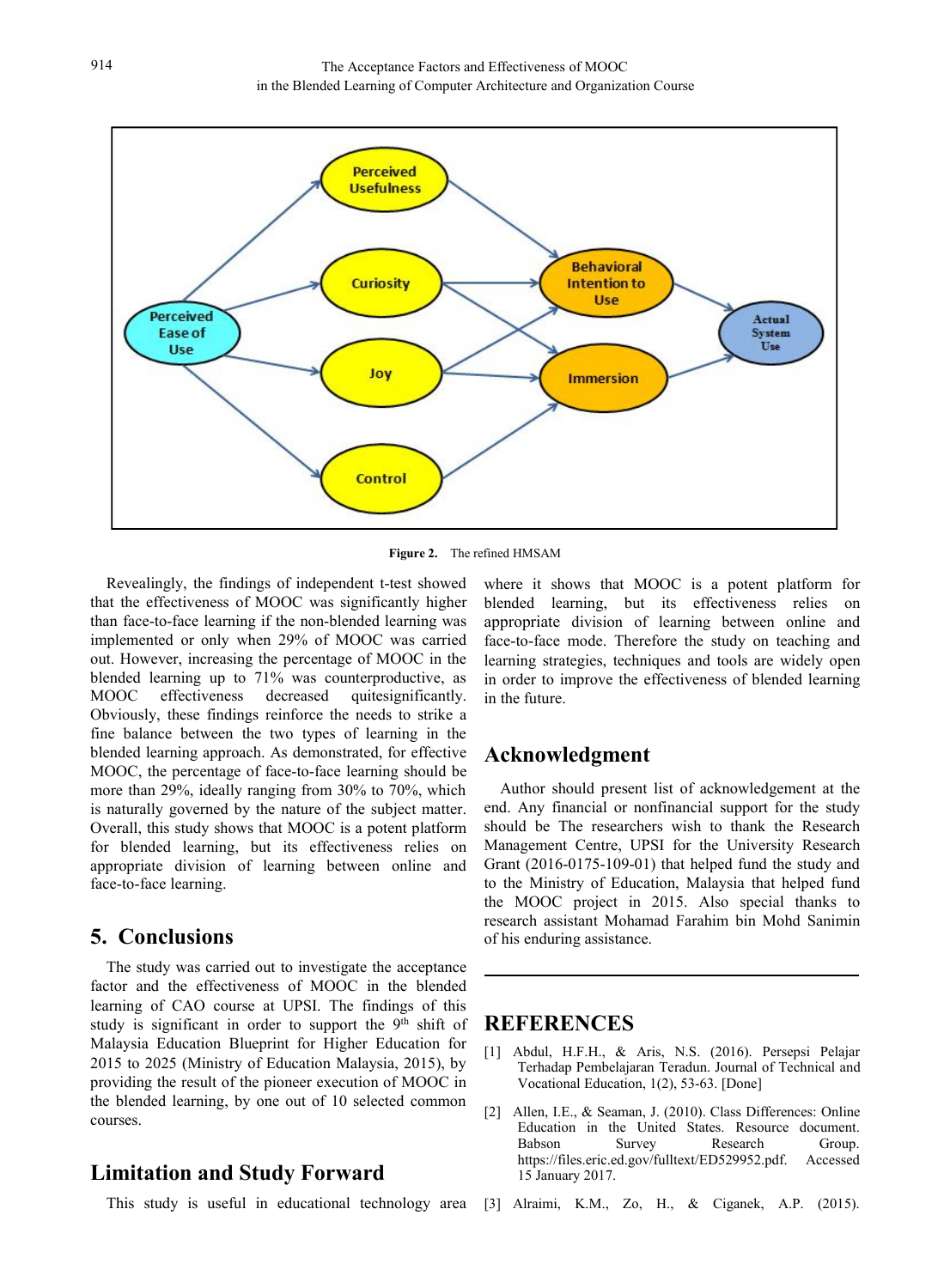Figure 2. The refined HMSAM

Revealingly, the findings of independent t-test showed that the effectiveness of MOOC was significantly higher than face-to-face learning if the non-blended learning was implemented or only when 29% of MOOC was carried out. However, increasing the percentage of MOOC in the blended learning up to 71% was counterproductive, as MOOC effectiveness decreased quitesignificantly. Obviously, these findings reinforce the needs to strike a fine balance between the two types of learning in the blended learning approach. As demonstrated, for effective MOOC, the percentage of face-to-face learning should be more than 29%, ideally ranging from 30% to 70%, which is naturally governed by the nature of the subject matter. Overall, this study shows that MOOC is a potent platform for blended learning, but its effectiveness relies on appropriate division of learning between online and face-to-face learning.

## 5. Conclusions

The study was carried out to investigate the acceptance factor and the effectiveness of MOOC in the blended learning of CAO course at UPSI. The findings of this study is significant in order to support the 9th shift of Malaysia Education Blueprint for Higher Education for 2015 to 2025 (Ministry of Education Malaysia, 2015), by providing the result of the pioneer execution of MOOC in the blended learning, by one out of 10 selected common courses.

## Limitation and Study Forward

This study is useful in educational technology area where it shows that MOOC is a potent platform for blended learning, but its effectiveness relies on appropriate division of learning between online and face-to-face mode. Therefore the study on teaching and learning strategies, techniques and tools are widely open in order to improve the effectiveness of blended learning in the future.

## Acknowledgment

Author should present list of acknowledgement at the end. Any financial or nonfinancial support for the study should be The researchers wish to thank the Research Management Centre, UPSI for the University Research Grant (2016-0175-109-01) that helped fund the study and to the Ministry of Education, Malaysia that helped fund the MOOC project in 2015. Also special thanks to research assistant Mohamad Farahim bin Mohd Sanimin of his enduring assistance.

## REFERENCES

[1] Abdul, H.F.H., & Aris, N.S. (2016). Persepsi Pelajar Terhadap Pembelajaran Teradun. Journal of Technical and Vocational Education, 1(2), 53-63. [Done]

[2] Allen, I.E., & Seaman, J. (2010). Class Differences: Online Education in the United States. Resource document. Babson Survey Research Group. https://files.eric.ed.gov/fulltext/ED529952.pdf. Accessed 15 January 2017.

[3] Alraimi, K.M., Zo, H., & Ciganek, A.P. (2015).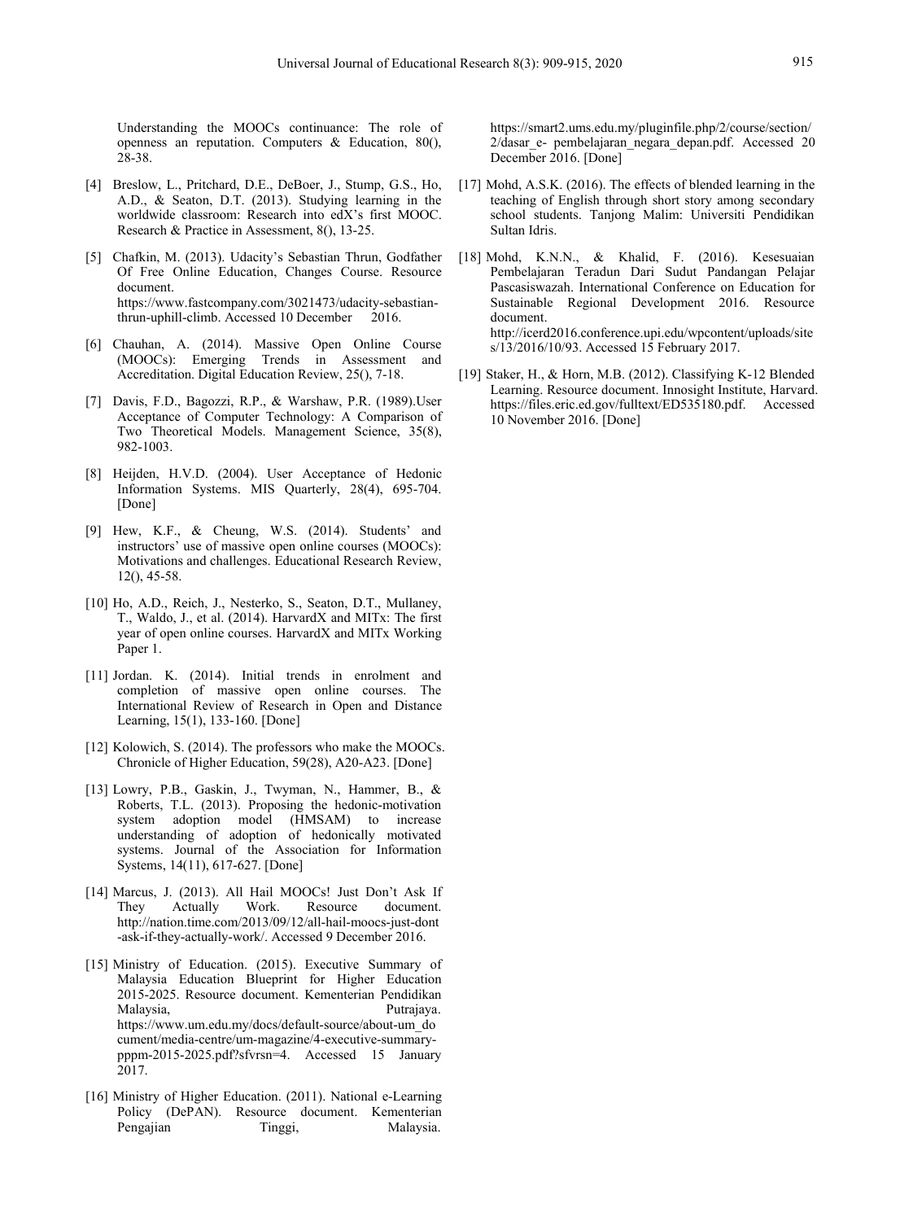Understanding the MOOCs continuance: The role of openness an reputation. Computers & Education, 80(), 28-38.

[4] Breslow, L., Pritchard, D.E., DeBoer, J., Stump, G.S., Ho, A.D., & Seaton, D.T. (2013). Studying learning in the worldwide classroom: Research into edX's first MOOC. Research & Practice in Assessment, 8(), 13-25.

[5] Chafkin, M. (2013). Udacity's Sebastian Thrun, Godfather Of Free Online Education, Changes Course. Resource document. https://www.fastcompany.com/3021473/udacity-sebastian-thrun-uphill-climb. Accessed 10 December 2016.

[6] Chauhan, A. (2014). Massive Open Online Course (MOOCs): Emerging Trends in Assessment and Accreditation. Digital Education Review, 25(), 7-18.

[7] Davis, F.D., Bagozzi, R.P., & Warshaw, P.R. (1989).User Acceptance of Computer Technology: A Comparison of Two Theoretical Models. Management Science, 35(8), 982-1003.

[8] Heijden, H.V.D. (2004). User Acceptance of Hedonic Information Systems. MIS Quarterly, 28(4), 695-704. [Done]

[9] Hew, K.F., & Cheung, W.S. (2014). Students' and instructors' use of massive open online courses (MOOCs): Motivations and challenges. Educational Research Review, 12(), 45-58.

[10] Ho, A.D., Reich, J., Nesterko, S., Seaton, D.T., Mullaney, T., Waldo, J., et al. (2014). HarvardX and MITx: The first year of open online courses. HarvardX and MITx Working Paper 1.

[11] Jordan. K. (2014). Initial trends in enrolment and completion of massive open online courses. The International Review of Research in Open and Distance Learning, 15(1), 133-160. [Done]

[12] Kolowich, S. (2014). The professors who make the MOOCs. Chronicle of Higher Education, 59(28), A20-A23. [Done]

[13] Lowry, P.B., Gaskin, J., Twyman, N., Hammer, B., & Roberts, T.L. (2013). Proposing the hedonic-motivation system adoption model (HMSAM) to increase understanding of adoption of hedonically motivated systems. Journal of the Association for Information Systems, 14(11), 617-627. [Done]

[14] Marcus, J. (2013). All Hail MOOCs! Just Don't Ask If They Actually Work. Resource document. http://nation.time.com/2013/09/12/all-hail-moocs-just-dont-ask-if-they-actually-work/. Accessed 9 December 2016.

[15] Ministry of Education. (2015). Executive Summary of Malaysia Education Blueprint for Higher Education 2015-2025. Resource document. Kementerian Pendidikan Malaysia, Putrajaya. https://www.um.edu.my/docs/default-source/about-um_document/media-centre/um-magazine/4-executive-summary-pppm-2015-2025.pdf?sfvrsn=4. Accessed 15 January 2017.

[16] Ministry of Higher Education. (2011). National e-Learning Policy (DePAN). Resource document. Kementerian Pengajian Tinggi, Malaysia. https://smart2.ums.edu.my/pluginfile.php/2/course/section/2/dasar_e- pembelajaran_negara_depan.pdf. Accessed 20 December 2016. [Done]

[17] Mohd, A.S.K. (2016). The effects of blended learning in the teaching of English through short story among secondary school students. Tanjong Malim: Universiti Pendidikan Sultan Idris.

[18] Mohd, K.N.N., & Khalid, F. (2016). Kesesuaian Pembelajaran Teradun Dari Sudut Pandangan Pelajar Pascasiswazah. International Conference on Education for Sustainable Regional Development 2016. Resource document. http://icerd2016.conference.upi.edu/wpcontent/uploads/sites/13/2016/10/93. Accessed 15 February 2017.

[19] Staker, H., & Horn, M.B. (2012). Classifying K-12 Blended Learning. Resource document. Innosight Institute, Harvard. https://files.eric.ed.gov/fulltext/ED535180.pdf. Accessed 10 November 2016. [Done]